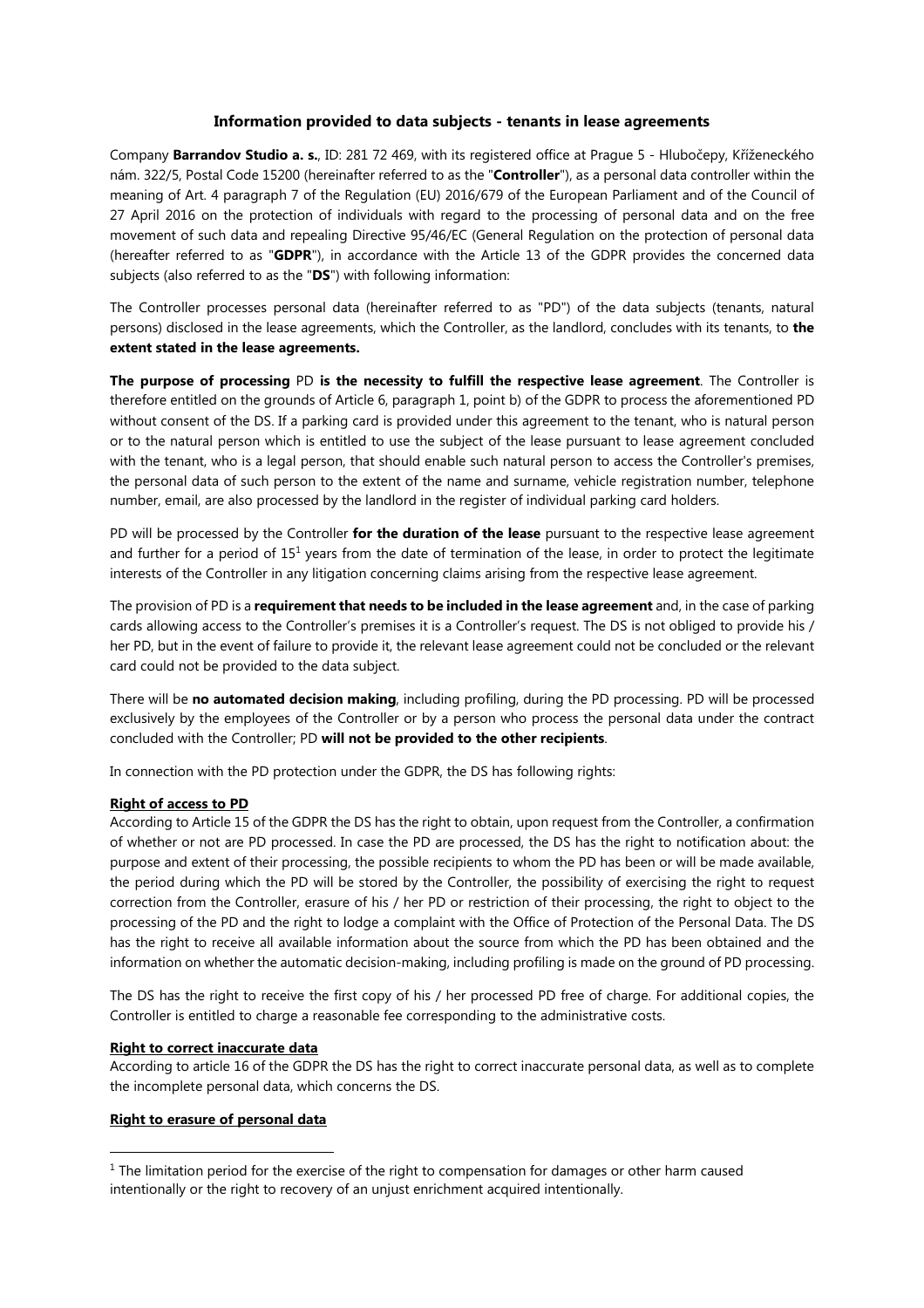## Information provided to data subjects - tenants in lease agreements

Company **Barrandov Studio a. s.**, ID: 281 72 469, with its registered office at Prague 5 - Hlubočepy, Kříženeckého nám. 322/5, Postal Code 15200 (hereinafter referred to as the "**Controller**"), as a personal data controller within the meaning of Art. 4 paragraph 7 of the Regulation (EU) 2016/679 of the European Parliament and of the Council of 27 April 2016 on the protection of individuals with regard to the processing of personal data and on the free movement of such data and repealing Directive 95/46/EC (General Regulation on the protection of personal data (hereafter referred to as "**GDPR**"), in accordance with the Article 13 of the GDPR provides the concerned data subjects (also referred to as the "**DS**") with following information:

The Controller processes personal data (hereinafter referred to as "PD") of the data subjects (tenants, natural persons) disclosed in the lease agreements, which the Controller, as the landlord, concludes with its tenants, to **the extent stated in the lease agreements.**

**The purpose of processing** PD **is the necessity to fulfill the respective lease agreement**. The Controller is therefore entitled on the grounds of Article 6, paragraph 1, point b) of the GDPR to process the aforementioned PD without consent of the DS. If a parking card is provided under this agreement to the tenant, who is natural person or to the natural person which is entitled to use the subject of the lease pursuant to lease agreement concluded with the tenant, who is a legal person, that should enable such natural person to access the Controller's premises, the personal data of such person to the extent of the name and surname, vehicle registration number, telephone number, email, are also processed by the landlord in the register of individual parking card holders.

PD will be processed by the Controller **for the duration of the lease** pursuant to the respective lease agreement and further for a period of 15[1] years from the date of termination of the lease, in order to protect the legitimate interests of the Controller in any litigation concerning claims arising from the respective lease agreement.

The provision of PD is a **requirement that needs to be included in the lease agreement** and, in the case of parking cards allowing access to the Controller's premises it is a Controller's request. The DS is not obliged to provide his / her PD, but in the event of failure to provide it, the relevant lease agreement could not be concluded or the relevant card could not be provided to the data subject.

There will be **no automated decision making**, including profiling, during the PD processing. PD will be processed exclusively by the employees of the Controller or by a person who process the personal data under the contract concluded with the Controller; PD **will not be provided to the other recipients**.

In connection with the PD protection under the GDPR, the DS has following rights:

**Right of access to PD**
According to Article 15 of the GDPR the DS has the right to obtain, upon request from the Controller, a confirmation of whether or not are PD processed. In case the PD are processed, the DS has the right to notification about: the purpose and extent of their processing, the possible recipients to whom the PD has been or will be made available, the period during which the PD will be stored by the Controller, the possibility of exercising the right to request correction from the Controller, erasure of his / her PD or restriction of their processing, the right to object to the processing of the PD and the right to lodge a complaint with the Office of Protection of the Personal Data. The DS has the right to receive all available information about the source from which the PD has been obtained and the information on whether the automatic decision-making, including profiling is made on the ground of PD processing.

The DS has the right to receive the first copy of his / her processed PD free of charge. For additional copies, the Controller is entitled to charge a reasonable fee corresponding to the administrative costs.

**Right to correct inaccurate data**
According to article 16 of the GDPR the DS has the right to correct inaccurate personal data, as well as to complete the incomplete personal data, which concerns the DS.

**Right to erasure of personal data**

[1] The limitation period for the exercise of the right to compensation for damages or other harm caused intentionally or the right to recovery of an unjust enrichment acquired intentionally.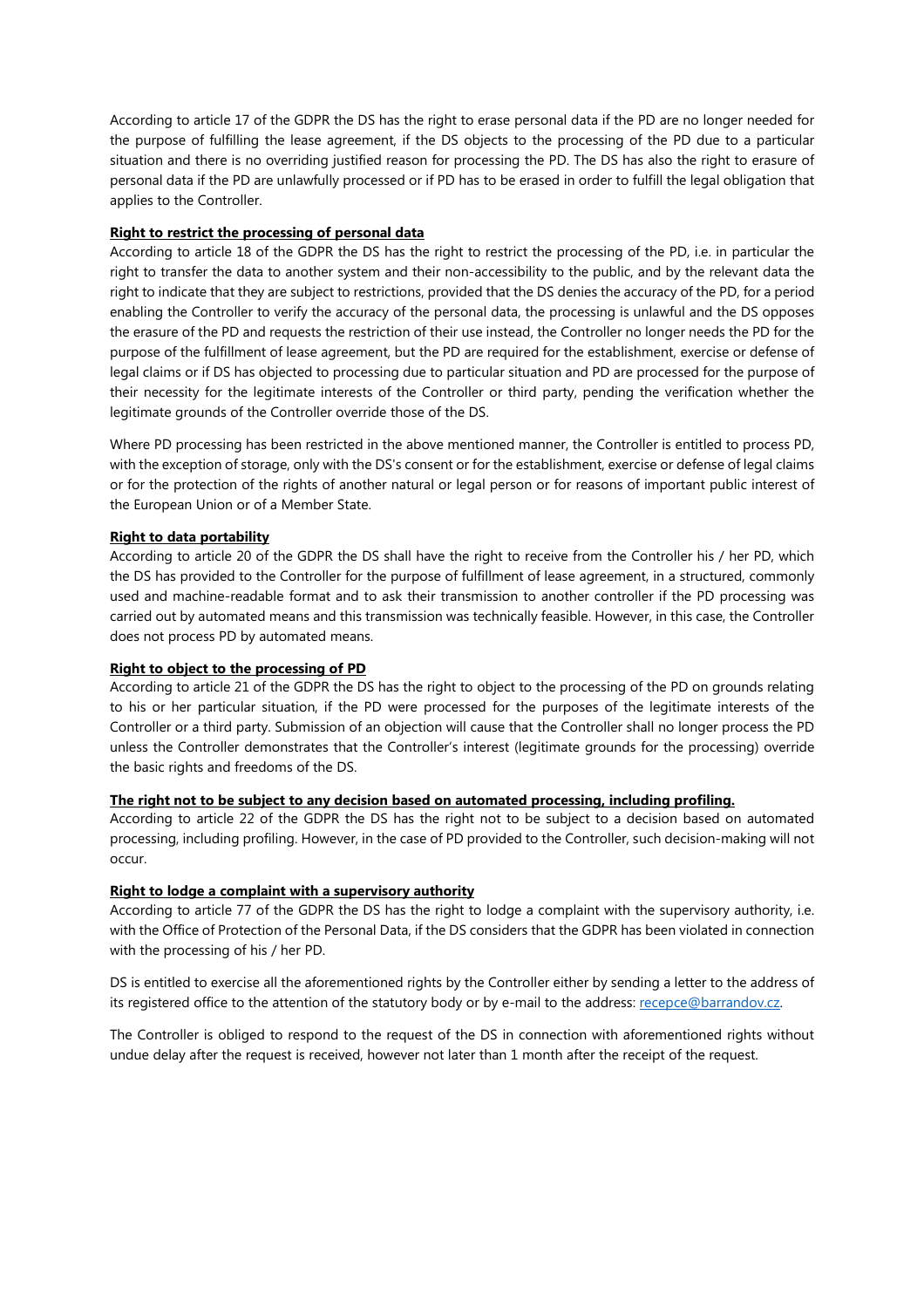According to article 17 of the GDPR the DS has the right to erase personal data if the PD are no longer needed for the purpose of fulfilling the lease agreement, if the DS objects to the processing of the PD due to a particular situation and there is no overriding justified reason for processing the PD. The DS has also the right to erasure of personal data if the PD are unlawfully processed or if PD has to be erased in order to fulfill the legal obligation that applies to the Controller.

**Right to restrict the processing of personal data**

According to article 18 of the GDPR the DS has the right to restrict the processing of the PD, i.e. in particular the right to transfer the data to another system and their non-accessibility to the public, and by the relevant data the right to indicate that they are subject to restrictions, provided that the DS denies the accuracy of the PD, for a period enabling the Controller to verify the accuracy of the personal data, the processing is unlawful and the DS opposes the erasure of the PD and requests the restriction of their use instead, the Controller no longer needs the PD for the purpose of the fulfillment of lease agreement, but the PD are required for the establishment, exercise or defense of legal claims or if DS has objected to processing due to particular situation and PD are processed for the purpose of their necessity for the legitimate interests of the Controller or third party, pending the verification whether the legitimate grounds of the Controller override those of the DS.

Where PD processing has been restricted in the above mentioned manner, the Controller is entitled to process PD, with the exception of storage, only with the DS's consent or for the establishment, exercise or defense of legal claims or for the protection of the rights of another natural or legal person or for reasons of important public interest of the European Union or of a Member State.

**Right to data portability**

According to article 20 of the GDPR the DS shall have the right to receive from the Controller his / her PD, which the DS has provided to the Controller for the purpose of fulfillment of lease agreement, in a structured, commonly used and machine-readable format and to ask their transmission to another controller if the PD processing was carried out by automated means and this transmission was technically feasible. However, in this case, the Controller does not process PD by automated means.

**Right to object to the processing of PD**

According to article 21 of the GDPR the DS has the right to object to the processing of the PD on grounds relating to his or her particular situation, if the PD were processed for the purposes of the legitimate interests of the Controller or a third party. Submission of an objection will cause that the Controller shall no longer process the PD unless the Controller demonstrates that the Controller's interest (legitimate grounds for the processing) override the basic rights and freedoms of the DS.

**The right not to be subject to any decision based on automated processing, including profiling.**

According to article 22 of the GDPR the DS has the right not to be subject to a decision based on automated processing, including profiling. However, in the case of PD provided to the Controller, such decision-making will not occur.

**Right to lodge a complaint with a supervisory authority**

According to article 77 of the GDPR the DS has the right to lodge a complaint with the supervisory authority, i.e. with the Office of Protection of the Personal Data, if the DS considers that the GDPR has been violated in connection with the processing of his / her PD.

DS is entitled to exercise all the aforementioned rights by the Controller either by sending a letter to the address of its registered office to the attention of the statutory body or by e-mail to the address: recepce@barrandov.cz.

The Controller is obliged to respond to the request of the DS in connection with aforementioned rights without undue delay after the request is received, however not later than 1 month after the receipt of the request.